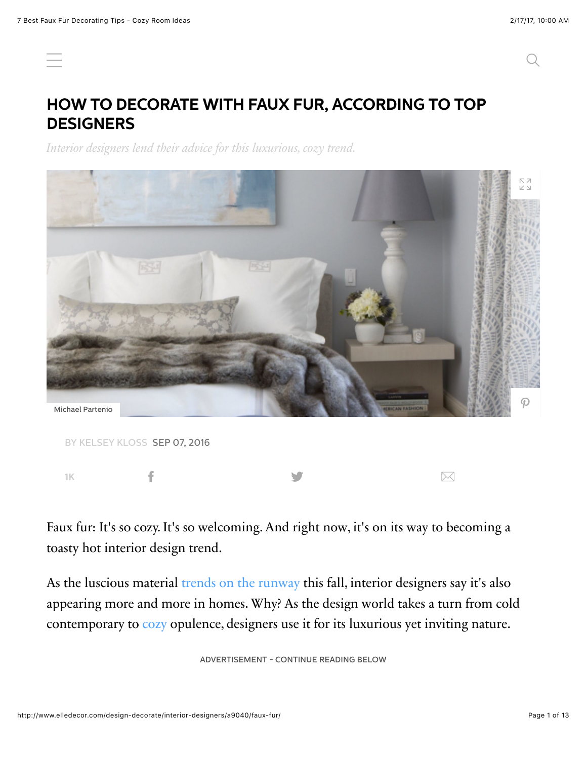# HOW TO DECORATE WITH FAUX FUR, ACCORDING TO TOP DESIGNERS

*Interior designers lend their advice for this luxurious, cozy trend.*

Michael Partenio

BY KELSEY KLOSS SEP 07, 2016

1K

Faux fur: It's so cozy. It's so welcoming. And right now, it's on its way to becoming a toasty hot interior design trend.

As the luscious material trends on the runway this fall, interior designers say it's also appearing more and more in homes. Why? As the design world takes a turn from cold contemporary to cozy opulence, designers use it for its luxurious yet inviting nature.

ADVERTISEMENT - CONTINUE READING BELOW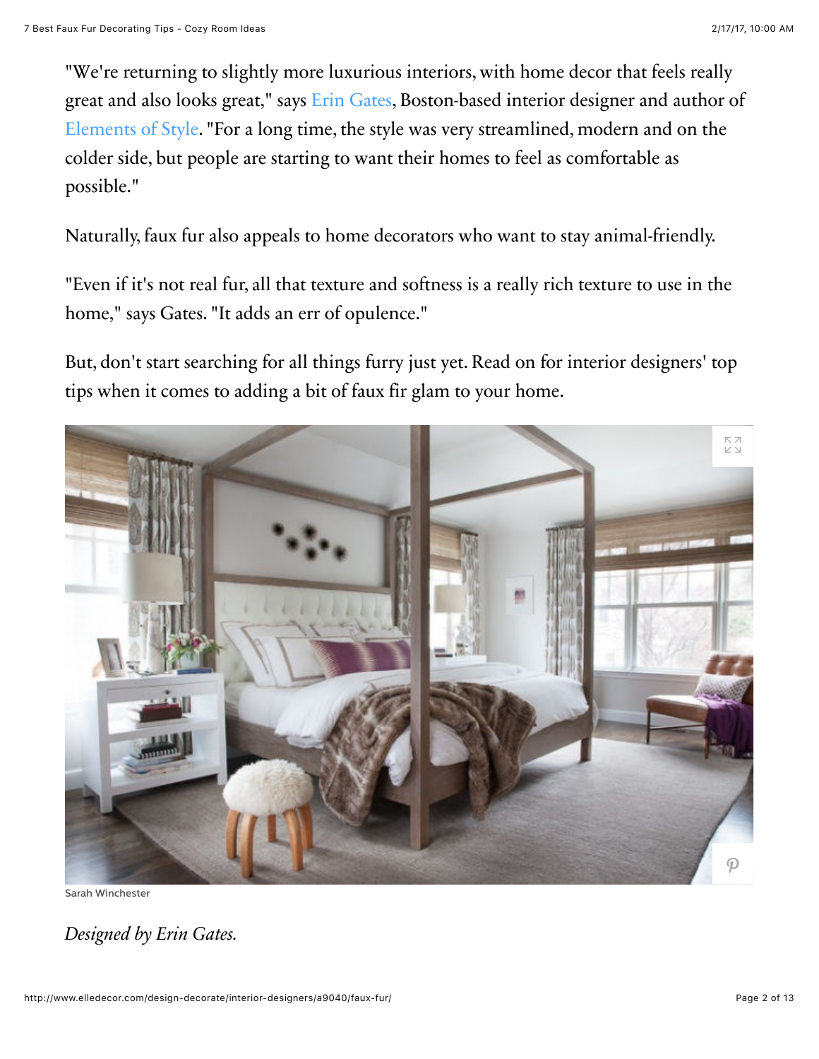"We're returning to slightly more luxurious interiors, with home decor that feels really great and also looks great," says Erin Gates, Boston-based interior designer and author of Elements of Style. "For a long time, the style was very streamlined, modern and on the colder side, but people are starting to want their homes to feel as comfortable as possible."

Naturally, faux fur also appeals to home decorators who want to stay animal-friendly.

"Even if it's not real fur, all that texture and softness is a really rich texture to use in the home," says Gates. "It adds an err of opulence."

But, don't start searching for all things furry just yet. Read on for interior designers' top tips when it comes to adding a bit of faux fir glam to your home.

Sarah Winchester

*Designed by Erin Gates.*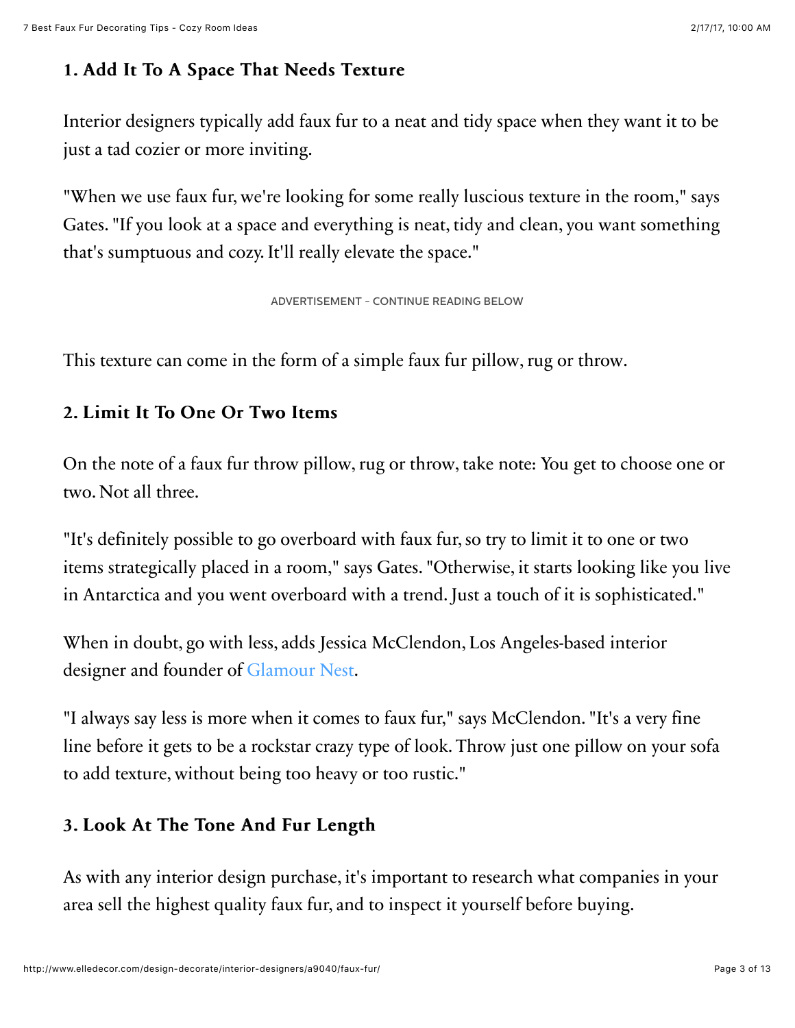### 1. Add It To A Space That Needs Texture

Interior designers typically add faux fur to a neat and tidy space when they want it to be just a tad cozier or more inviting.

"When we use faux fur, we're looking for some really luscious texture in the room," says Gates. "If you look at a space and everything is neat, tidy and clean, you want something that's sumptuous and cozy. It'll really elevate the space."

ADVERTISEMENT - CONTINUE READING BELOW

This texture can come in the form of a simple faux fur pillow, rug or throw.

### 2. Limit It To One Or Two Items

On the note of a faux fur throw pillow, rug or throw, take note: You get to choose one or two. Not all three.

"It's definitely possible to go overboard with faux fur, so try to limit it to one or two items strategically placed in a room," says Gates. "Otherwise, it starts looking like you live in Antarctica and you went overboard with a trend. Just a touch of it is sophisticated."

When in doubt, go with less, adds Jessica McClendon, Los Angeles-based interior designer and founder of Glamour Nest.

"I always say less is more when it comes to faux fur," says McClendon. "It's a very fine line before it gets to be a rockstar crazy type of look. Throw just one pillow on your sofa to add texture, without being too heavy or too rustic."

### 3. Look At The Tone And Fur Length

As with any interior design purchase, it's important to research what companies in your area sell the highest quality faux fur, and to inspect it yourself before buying.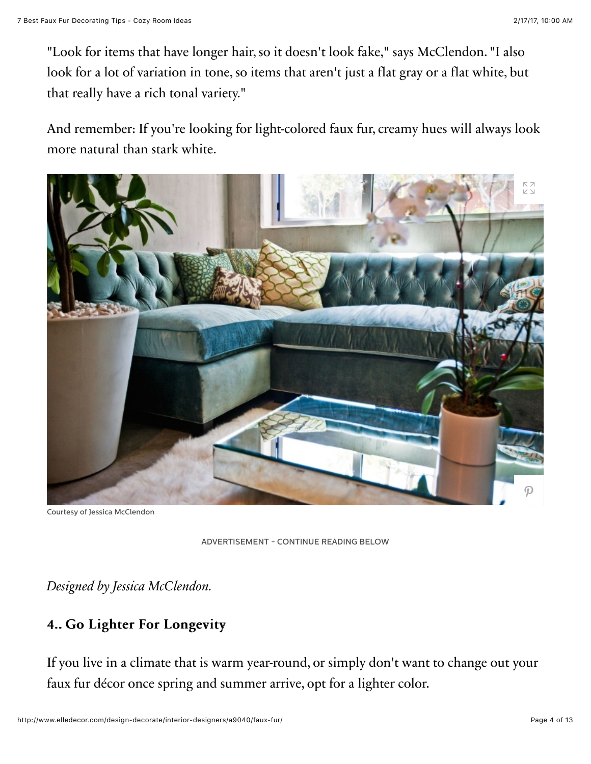"Look for items that have longer hair, so it doesn't look fake," says McClendon. "I also look for a lot of variation in tone, so items that aren't just a flat gray or a flat white, but that really have a rich tonal variety."

And remember: If you're looking for light-colored faux fur, creamy hues will always look more natural than stark white.

Courtesy of Jessica McClendon

ADVERTISEMENT - CONTINUE READING BELOW

*Designed by Jessica McClendon.*

## 4.. Go Lighter For Longevity

If you live in a climate that is warm year-round, or simply don't want to change out your faux fur décor once spring and summer arrive, opt for a lighter color.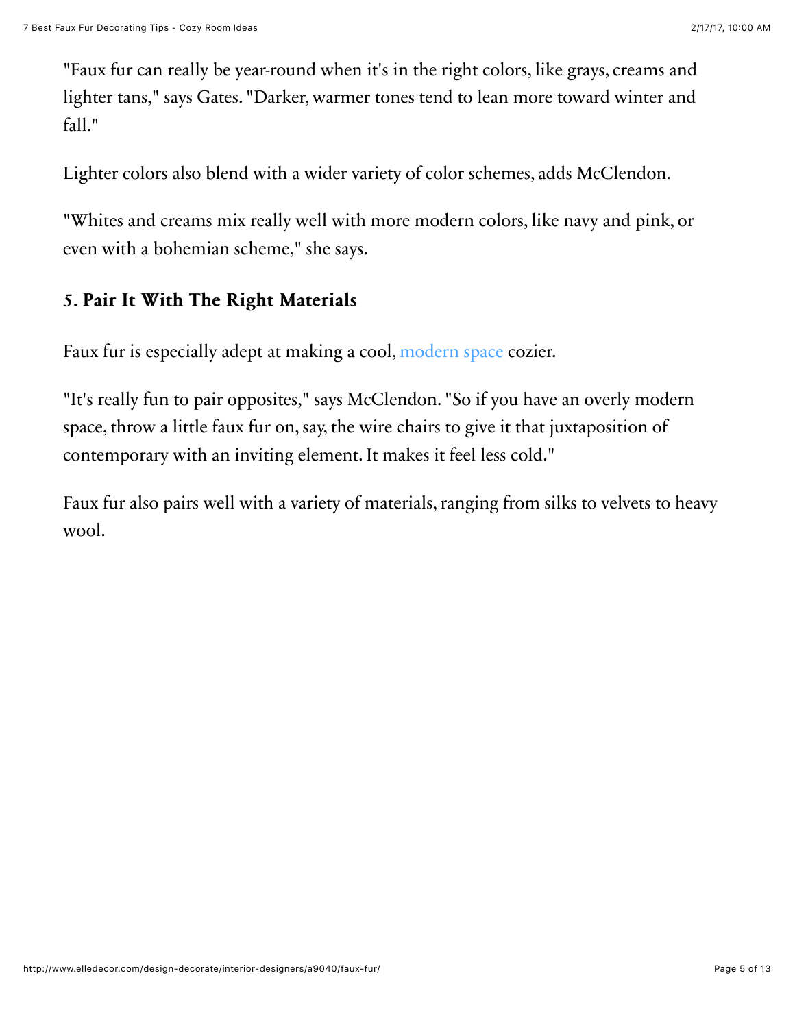"Faux fur can really be year-round when it's in the right colors, like grays, creams and lighter tans," says Gates. "Darker, warmer tones tend to lean more toward winter and fall."

Lighter colors also blend with a wider variety of color schemes, adds McClendon.

"Whites and creams mix really well with more modern colors, like navy and pink, or even with a bohemian scheme," she says.

### 5. Pair It With The Right Materials

Faux fur is especially adept at making a cool, modern space cozier.

"It's really fun to pair opposites," says McClendon. "So if you have an overly modern space, throw a little faux fur on, say, the wire chairs to give it that juxtaposition of contemporary with an inviting element. It makes it feel less cold."

Faux fur also pairs well with a variety of materials, ranging from silks to velvets to heavy wool.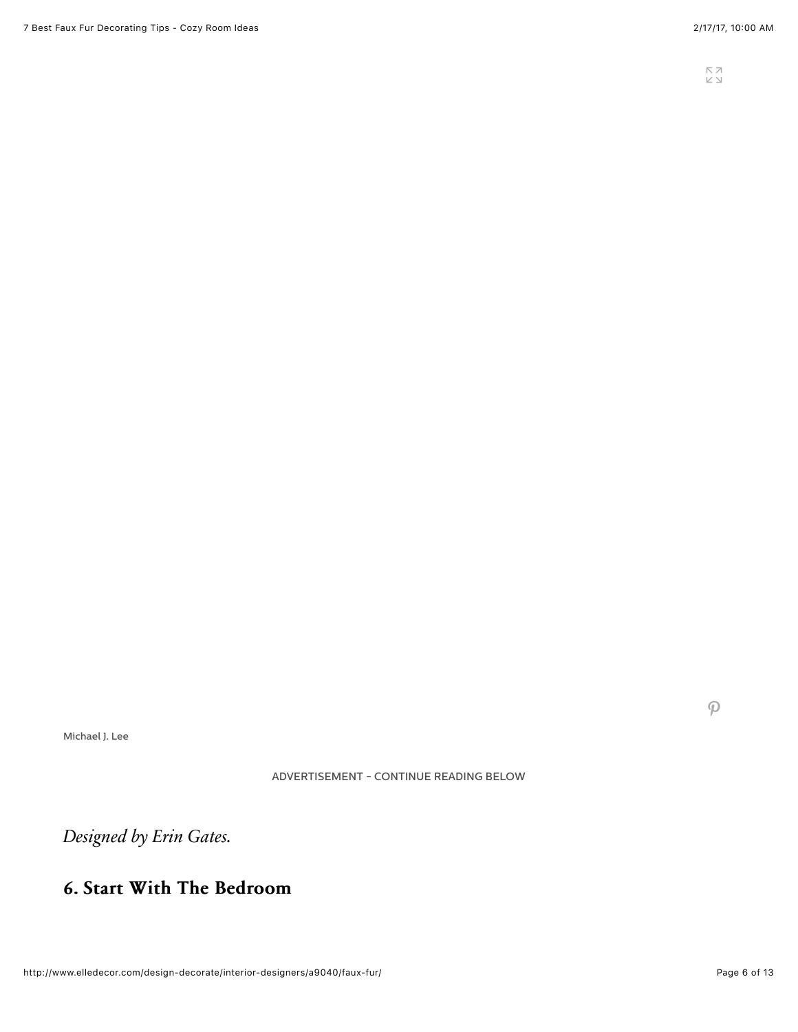Michael J. Lee

ADVERTISEMENT - CONTINUE READING BELOW

*Designed by Erin Gates.*

## 6. Start With The Bedroom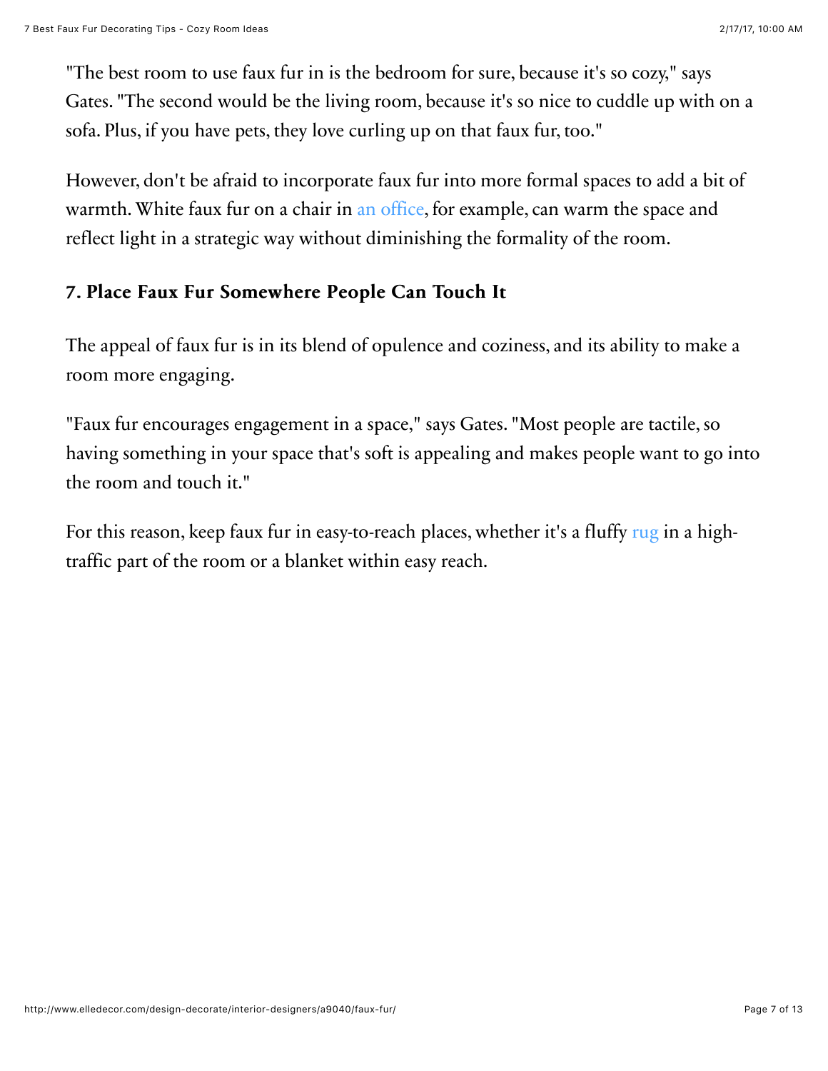"The best room to use faux fur in is the bedroom for sure, because it's so cozy," says Gates. "The second would be the living room, because it's so nice to cuddle up with on a sofa. Plus, if you have pets, they love curling up on that faux fur, too."

However, don't be afraid to incorporate faux fur into more formal spaces to add a bit of warmth. White faux fur on a chair in an office, for example, can warm the space and reflect light in a strategic way without diminishing the formality of the room.

### 7. Place Faux Fur Somewhere People Can Touch It

The appeal of faux fur is in its blend of opulence and coziness, and its ability to make a room more engaging.

"Faux fur encourages engagement in a space," says Gates. "Most people are tactile, so having something in your space that's soft is appealing and makes people want to go into the room and touch it."

For this reason, keep faux fur in easy-to-reach places, whether it's a fluffy rug in a high-traffic part of the room or a blanket within easy reach.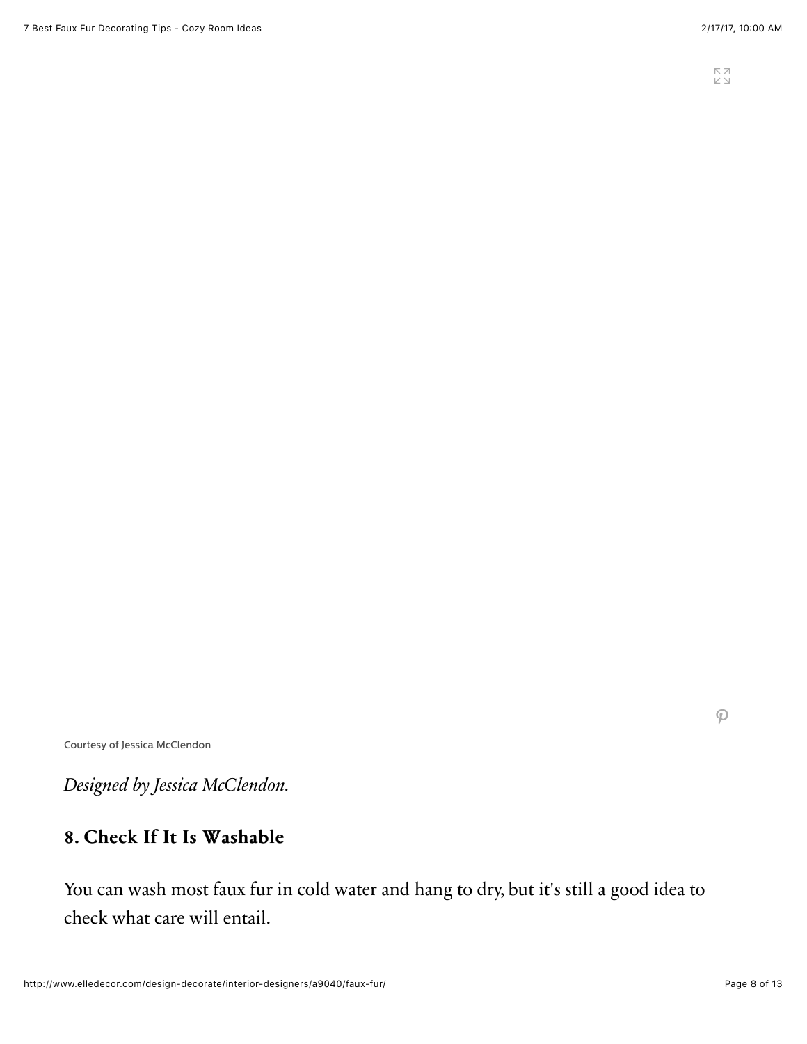Courtesy of Jessica McClendon

*Designed by Jessica McClendon.*

## 8. Check If It Is Washable

You can wash most faux fur in cold water and hang to dry, but it's still a good idea to check what care will entail.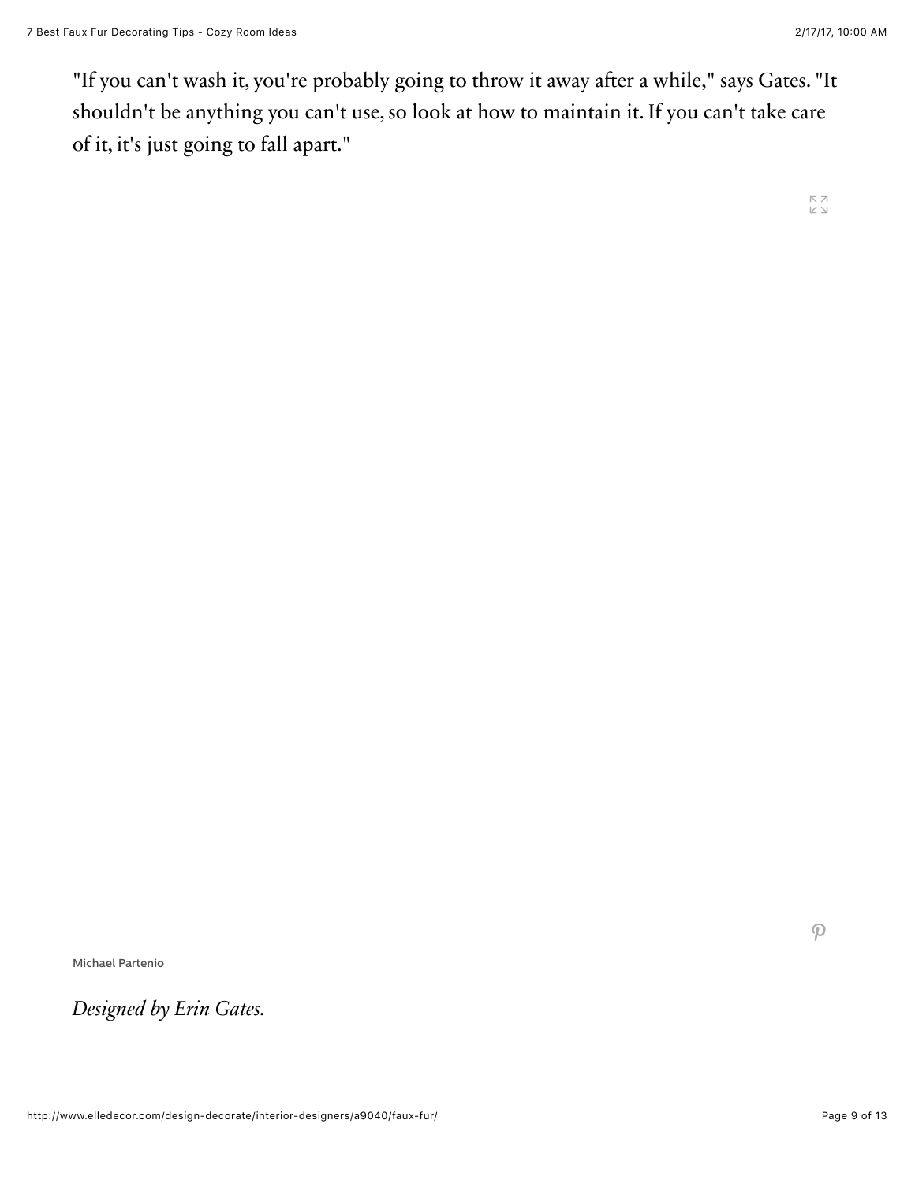"If you can't wash it, you're probably going to throw it away after a while," says Gates. "It shouldn't be anything you can't use, so look at how to maintain it. If you can't take care of it, it's just going to fall apart."

Michael Partenio

*Designed by Erin Gates.*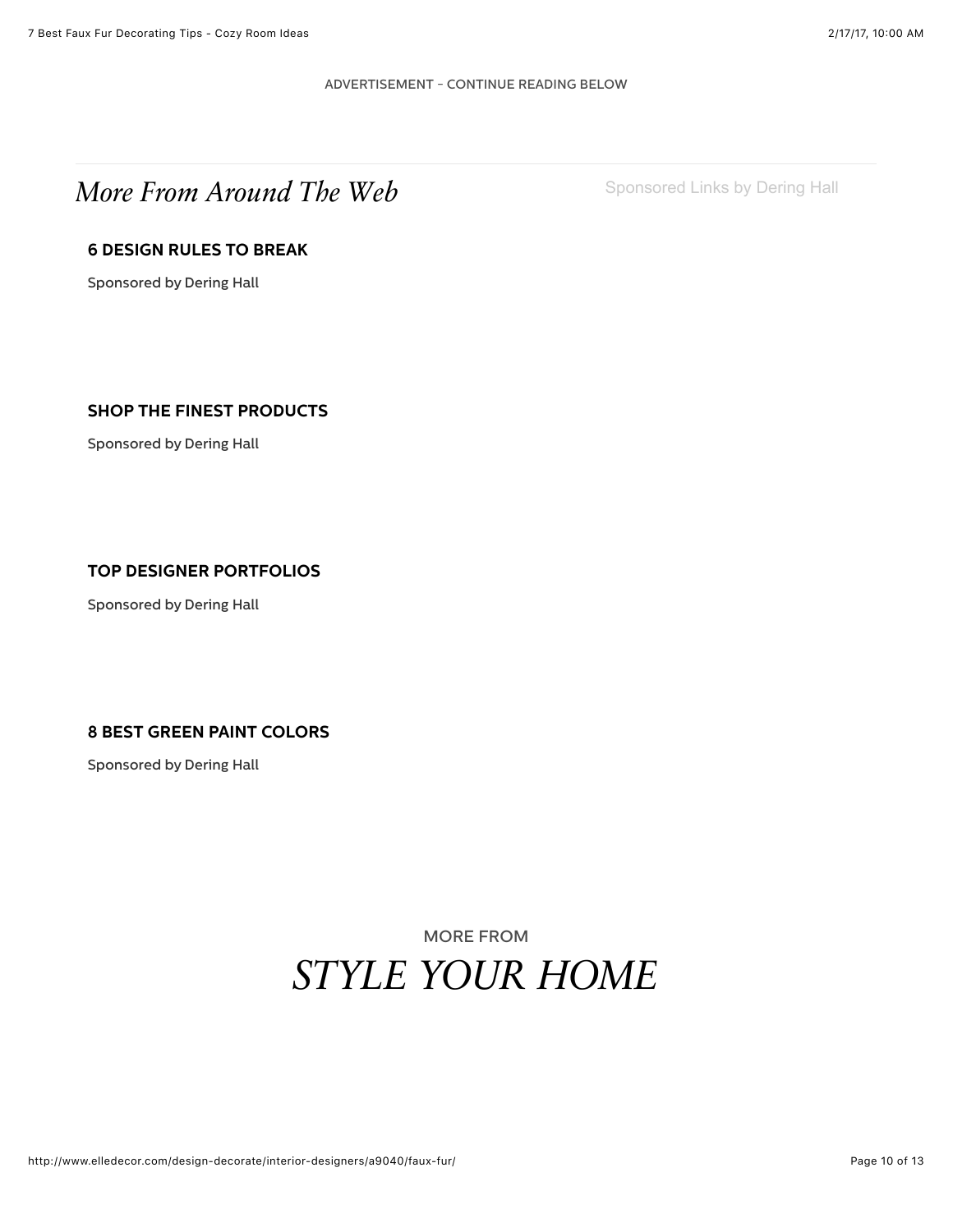ADVERTISEMENT - CONTINUE READING BELOW

## *More From Around The Web*

Sponsored Links by Dering Hall

**6 DESIGN RULES TO BREAK**

Sponsored by Dering Hall

**SHOP THE FINEST PRODUCTS**

Sponsored by Dering Hall

**TOP DESIGNER PORTFOLIOS**

Sponsored by Dering Hall

**8 BEST GREEN PAINT COLORS**

Sponsored by Dering Hall

MORE FROM

## *STYLE YOUR HOME*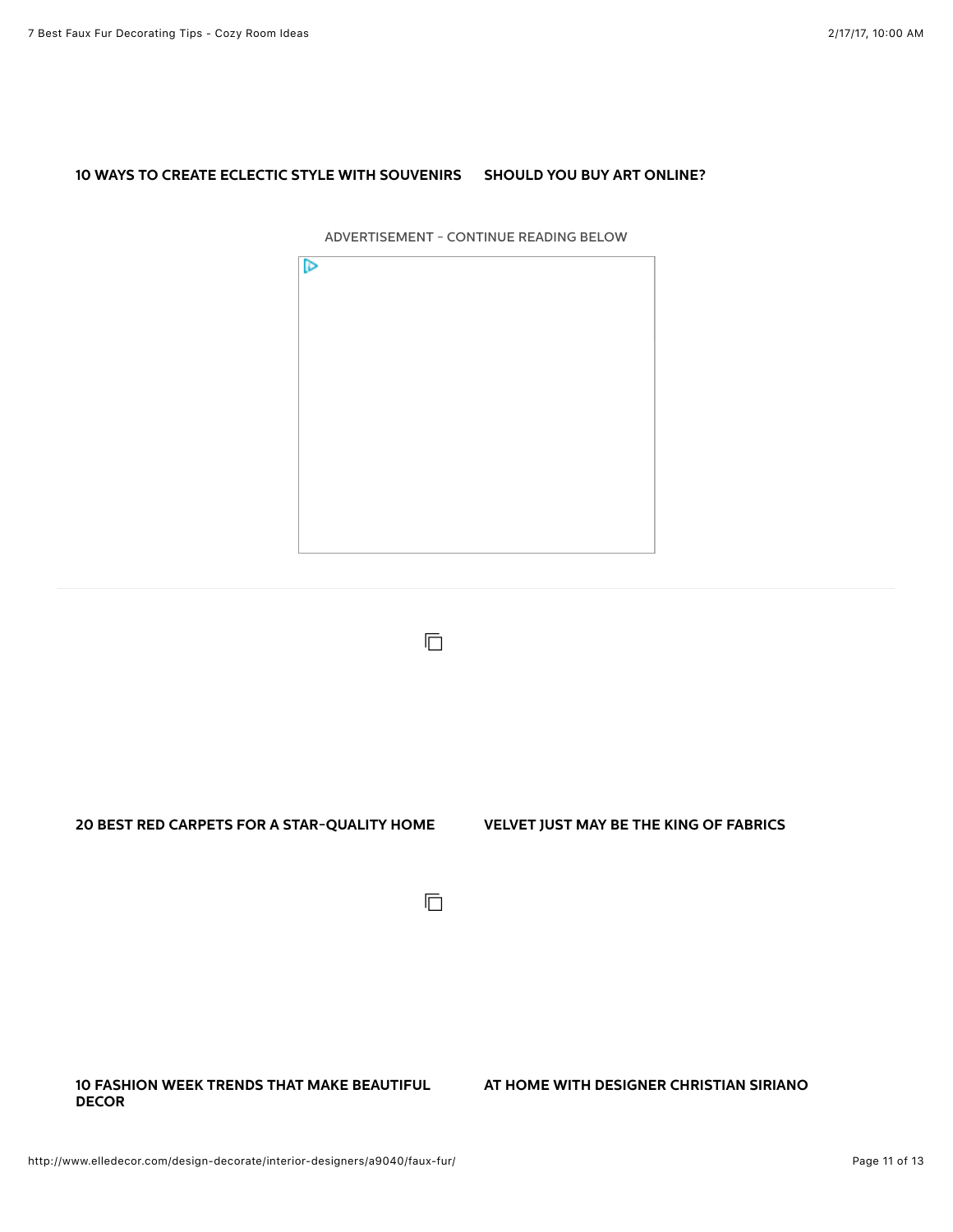**10 WAYS TO CREATE ECLECTIC STYLE WITH SOUVENIRS**

**SHOULD YOU BUY ART ONLINE?**

ADVERTISEMENT - CONTINUE READING BELOW

**20 BEST RED CARPETS FOR A STAR-QUALITY HOME**

**VELVET JUST MAY BE THE KING OF FABRICS**

**10 FASHION WEEK TRENDS THAT MAKE BEAUTIFUL DECOR**

**AT HOME WITH DESIGNER CHRISTIAN SIRIANO**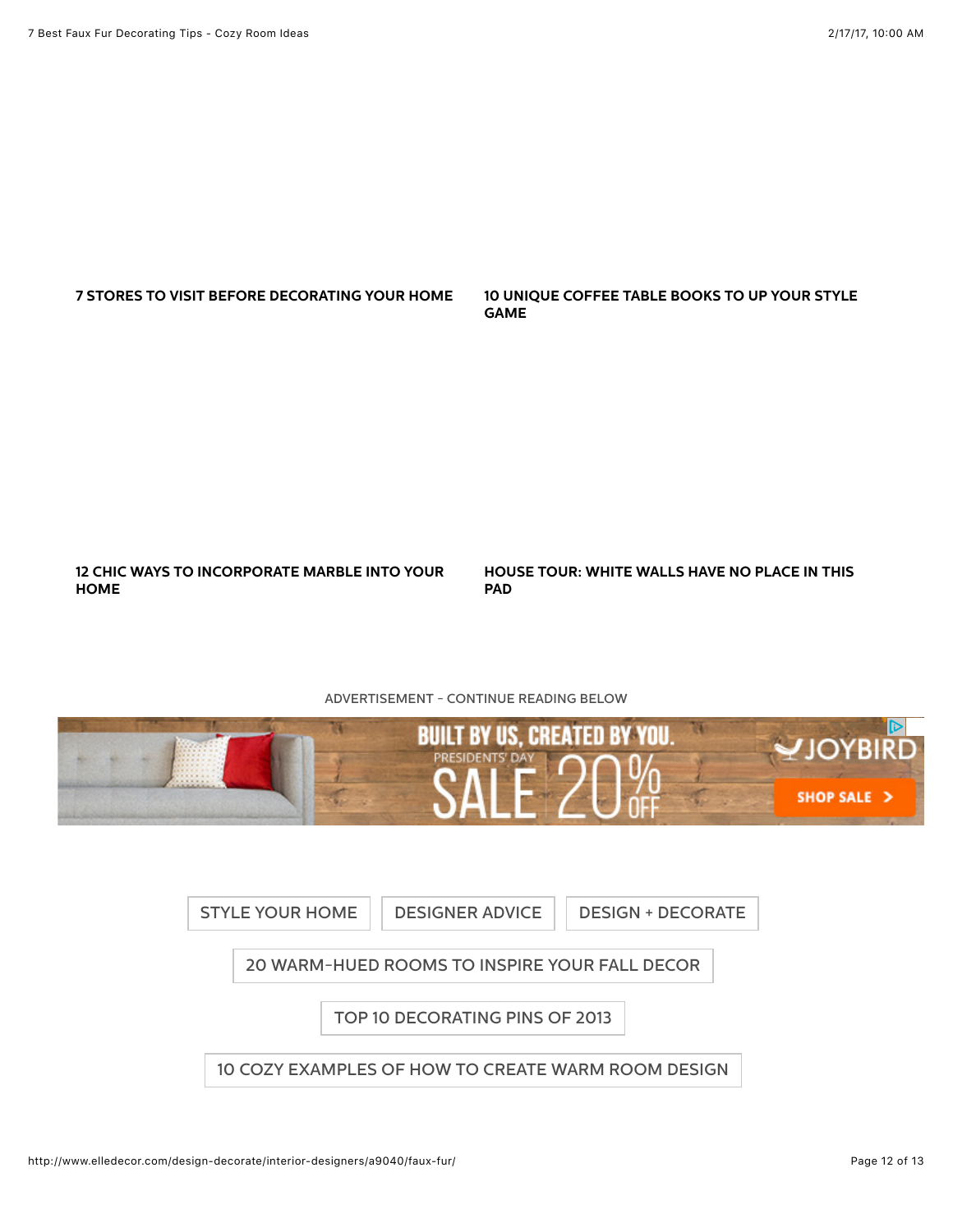**7 STORES TO VISIT BEFORE DECORATING YOUR HOME**

**10 UNIQUE COFFEE TABLE BOOKS TO UP YOUR STYLE GAME**

**12 CHIC WAYS TO INCORPORATE MARBLE INTO YOUR HOME**

**HOUSE TOUR: WHITE WALLS HAVE NO PLACE IN THIS PAD**

ADVERTISEMENT - CONTINUE READING BELOW

BUILT BY US, CREATED BY YOU. PRESIDENTS' DAY SALE 20% OFF JOYBIRD SHOP SALE >

STYLE YOUR HOME | DESIGNER ADVICE | DESIGN + DECORATE

20 WARM-HUED ROOMS TO INSPIRE YOUR FALL DECOR

TOP 10 DECORATING PINS OF 2013

10 COZY EXAMPLES OF HOW TO CREATE WARM ROOM DESIGN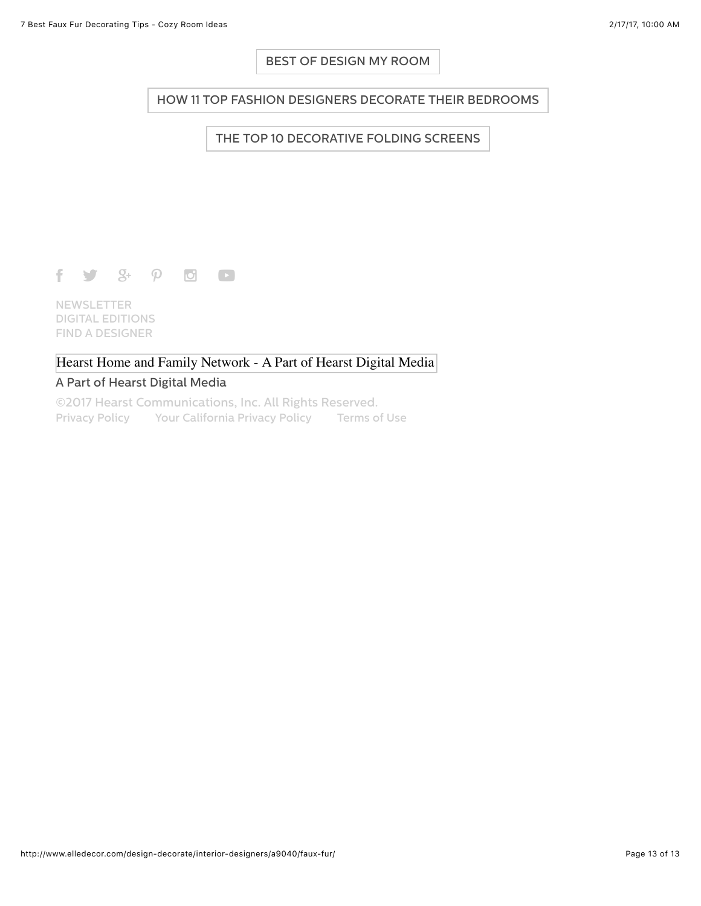BEST OF DESIGN MY ROOM

HOW 11 TOP FASHION DESIGNERS DECORATE THEIR BEDROOMS

THE TOP 10 DECORATIVE FOLDING SCREENS

NEWSLETTER
DIGITAL EDITIONS
FIND A DESIGNER

Hearst Home and Family Network - A Part of Hearst Digital Media

A Part of Hearst Digital Media

©2017 Hearst Communications, Inc. All Rights Reserved.
Privacy Policy    Your California Privacy Policy    Terms of Use